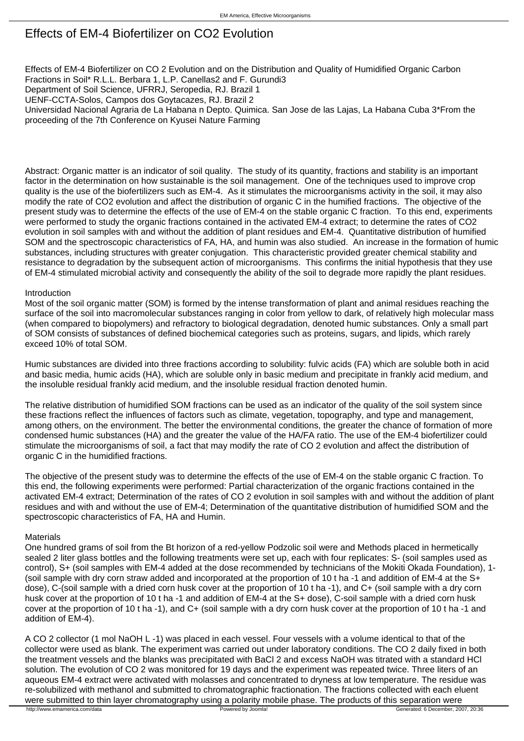# Effects of EM-4 Biofertilizer on CO2 Evolution

Effects of EM-4 Biofertilizer on CO 2 Evolution and on the Distribution and Quality of Humidified Organic Carbon Fractions in Soil* R.L.L. Berbara 1, L.P. Canellas2 and F. Gurundi3
Department of Soil Science, UFRRJ, Seropedia, RJ. Brazil 1
UENF-CCTA-Solos, Campos dos Goytacazes, RJ. Brazil 2
Universidad Nacional Agraria de La Habana n Depto. Quimica. San Jose de las Lajas, La Habana Cuba 3*From the proceeding of the 7th Conference on Kyusei Nature Farming

Abstract: Organic matter is an indicator of soil quality. The study of its quantity, fractions and stability is an important factor in the determination on how sustainable is the soil management. One of the techniques used to improve crop quality is the use of the biofertilizers such as EM-4. As it stimulates the microorganisms activity in the soil, it may also modify the rate of $CO_2$ evolution and affect the distribution of organic C in the humified fractions. The objective of the present study was to determine the effects of the use of EM-4 on the stable organic C fraction. To this end, experiments were performed to study the organic fractions contained in the activated EM-4 extract; to determine the rates of $CO_2$ evolution in soil samples with and without the addition of plant residues and EM-4. Quantitative distribution of humified SOM and the spectroscopic characteristics of FA, HA, and humin was also studied. An increase in the formation of humic substances, including structures with greater conjugation. This characteristic provided greater chemical stability and resistance to degradation by the subsequent action of microorganisms. This confirms the initial hypothesis that they use of EM-4 stimulated microbial activity and consequently the ability of the soil to degrade more rapidly the plant residues.

## Introduction

Most of the soil organic matter (SOM) is formed by the intense transformation of plant and animal residues reaching the surface of the soil into macromolecular substances ranging in color from yellow to dark, of relatively high molecular mass (when compared to biopolymers) and refractory to biological degradation, denoted humic substances. Only a small part of SOM consists of substances of defined biochemical categories such as proteins, sugars, and lipids, which rarely exceed 10% of total SOM.

Humic substances are divided into three fractions according to solubility: fulvic acids (FA) which are soluble both in acid and basic media, humic acids (HA), which are soluble only in basic medium and precipitate in frankly acid medium, and the insoluble residual frankly acid medium, and the insoluble residual fraction denoted humin.

The relative distribution of humidified SOM fractions can be used as an indicator of the quality of the soil system since these fractions reflect the influences of factors such as climate, vegetation, topography, and type and management, among others, on the environment. The better the environmental conditions, the greater the chance of formation of more condensed humic substances (HA) and the greater the value of the HA/FA ratio. The use of the EM-4 biofertilizer could stimulate the microorganisms of soil, a fact that may modify the rate of $CO_2$ evolution and affect the distribution of organic C in the humidified fractions.

The objective of the present study was to determine the effects of the use of EM-4 on the stable organic C fraction. To this end, the following experiments were performed: Partial characterization of the organic fractions contained in the activated EM-4 extract; Determination of the rates of $CO_2$ evolution in soil samples with and without the addition of plant residues and with and without the use of EM-4; Determination of the quantitative distribution of humidified SOM and the spectroscopic characteristics of FA, HA and Humin.

## Materials

One hundred grams of soil from the Bt horizon of a red-yellow Podzolic soil were and Methods placed in hermetically sealed 2 liter glass bottles and the following treatments were set up, each with four replicates: S- (soil samples used as control), S+ (soil samples with EM-4 added at the dose recommended by technicians of the Mokiti Okada Foundation), 1- (soil sample with dry corn straw added and incorporated at the proportion of 10 t ha -1 and addition of EM-4 at the S+ dose), C-(soil sample with a dried corn husk cover at the proportion of 10 t ha -1), and C+ (soil sample with a dry corn husk cover at the proportion of 10 t ha -1 and addition of EM-4 at the S+ dose), C-soil sample with a dried corn husk cover at the proportion of 10 t ha -1), and C+ (soil sample with a dry corn husk cover at the proportion of 10 t ha -1 and addition of EM-4).

A $CO_2$ collector (1 mol NaOH L -1) was placed in each vessel. Four vessels with a volume identical to that of the collector were used as blank. The experiment was carried out under laboratory conditions. The $CO_2$ daily fixed in both the treatment vessels and the blanks was precipitated with $BaCl_2$ and excess NaOH was titrated with a standard HCl solution. The evolution of $CO_2$ was monitored for 19 days and the experiment was repeated twice. Three liters of an aqueous EM-4 extract were activated with molasses and concentrated to dryness at low temperature. The residue was re-solubilized with methanol and submitted to chromatographic fractionation. The fractions collected with each eluent were submitted to thin layer chromatography using a polarity mobile phase. The products of this separation were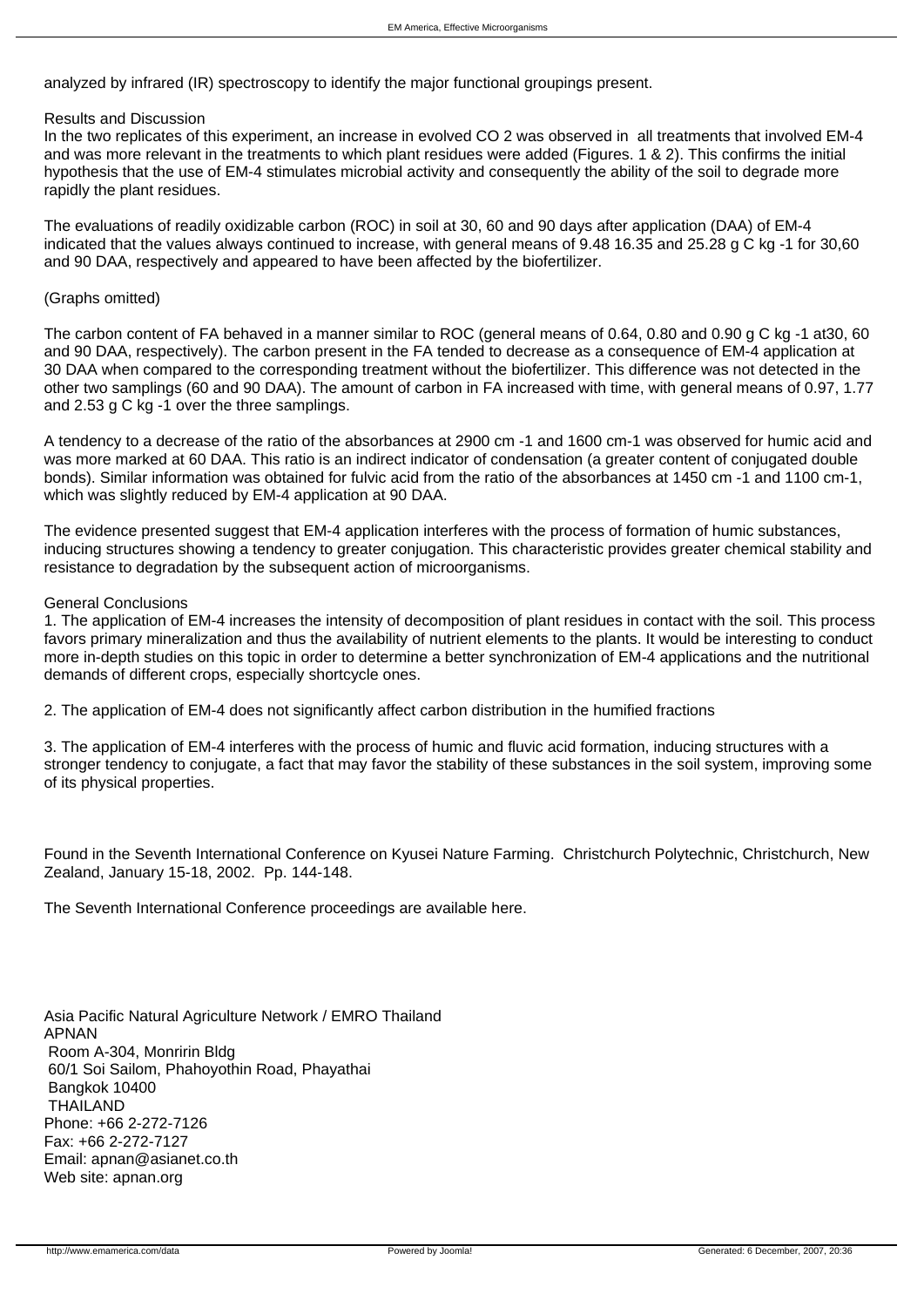analyzed by infrared (IR) spectroscopy to identify the major functional groupings present.

## Results and Discussion

In the two replicates of this experiment, an increase in evolved $CO_2$ was observed in all treatments that involved EM-4 and was more relevant in the treatments to which plant residues were added (Figures. 1 & 2). This confirms the initial hypothesis that the use of EM-4 stimulates microbial activity and consequently the ability of the soil to degrade more rapidly the plant residues.

The evaluations of readily oxidizable carbon (ROC) in soil at 30, 60 and 90 days after application (DAA) of EM-4 indicated that the values always continued to increase, with general means of 9.48 16.35 and 25.28 g C $kg^{-1}$ for 30,60 and 90 DAA, respectively and appeared to have been affected by the biofertilizer.

(Graphs omitted)

The carbon content of FA behaved in a manner similar to ROC (general means of 0.64, 0.80 and 0.90 g C $kg^{-1}$ at30, 60 and 90 DAA, respectively). The carbon present in the FA tended to decrease as a consequence of EM-4 application at 30 DAA when compared to the corresponding treatment without the biofertilizer. This difference was not detected in the other two samplings (60 and 90 DAA). The amount of carbon in FA increased with time, with general means of 0.97, 1.77 and 2.53 g C $kg^{-1}$ over the three samplings.

A tendency to a decrease of the ratio of the absorbances at 2900 $cm^{-1}$ and 1600 $cm^{-1}$ was observed for humic acid and was more marked at 60 DAA. This ratio is an indirect indicator of condensation (a greater content of conjugated double bonds). Similar information was obtained for fulvic acid from the ratio of the absorbances at 1450 $cm^{-1}$ and 1100 $cm^{-1}$, which was slightly reduced by EM-4 application at 90 DAA.

The evidence presented suggest that EM-4 application interferes with the process of formation of humic substances, inducing structures showing a tendency to greater conjugation. This characteristic provides greater chemical stability and resistance to degradation by the subsequent action of microorganisms.

## General Conclusions

1. The application of EM-4 increases the intensity of decomposition of plant residues in contact with the soil. This process favors primary mineralization and thus the availability of nutrient elements to the plants. It would be interesting to conduct more in-depth studies on this topic in order to determine a better synchronization of EM-4 applications and the nutritional demands of different crops, especially shortcycle ones.

2. The application of EM-4 does not significantly affect carbon distribution in the humified fractions

3. The application of EM-4 interferes with the process of humic and fluvic acid formation, inducing structures with a stronger tendency to conjugate, a fact that may favor the stability of these substances in the soil system, improving some of its physical properties.

Found in the Seventh International Conference on Kyusei Nature Farming. Christchurch Polytechnic, Christchurch, New Zealand, January 15-18, 2002. Pp. 144-148.

The Seventh International Conference proceedings are available here.

Asia Pacific Natural Agriculture Network / EMRO Thailand
APNAN
Room A-304, Monririn Bldg
60/1 Soi Sailom, Phahoyothin Road, Phayathai
Bangkok 10400
THAILAND
Phone: +66 2-272-7126
Fax: +66 2-272-7127
Email: apnan@asianet.co.th
Web site: apnan.org